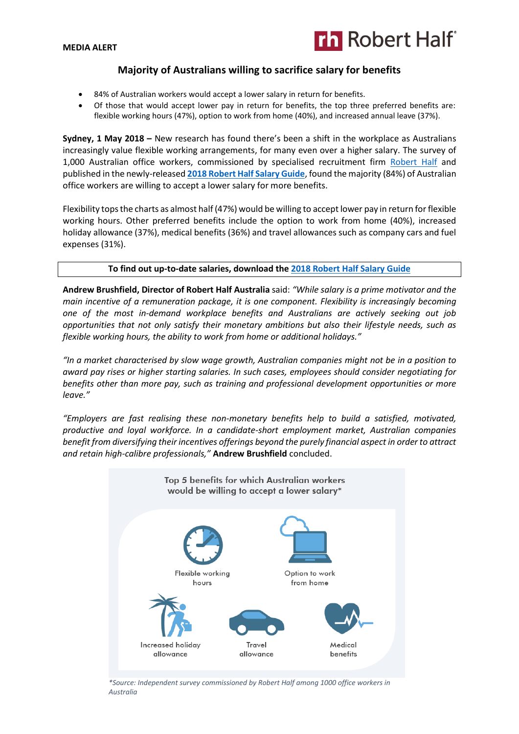**MEDIA ALERT**

Robert Half

## Majority of Australians willing to sacrifice salary for benefits

- 84% of Australian workers would accept a lower salary in return for benefits.
- Of those that would accept lower pay in return for benefits, the top three preferred benefits are: flexible working hours (47%), option to work from home (40%), and increased annual leave (37%).

**Sydney, 1 May 2018 –** New research has found there's been a shift in the workplace as Australians increasingly value flexible working arrangements, for many even over a higher salary. The survey of 1,000 Australian office workers, commissioned by specialised recruitment firm Robert Half and published in the newly-released **2018 Robert Half Salary Guide**, found the majority (84%) of Australian office workers are willing to accept a lower salary for more benefits.

Flexibility tops the charts as almost half (47%) would be willing to accept lower pay in return for flexible working hours. Other preferred benefits include the option to work from home (40%), increased holiday allowance (37%), medical benefits (36%) and travel allowances such as company cars and fuel expenses (31%).

**To find out up-to-date salaries, download the 2018 Robert Half Salary Guide**

**Andrew Brushfield, Director of Robert Half Australia** said: *"While salary is a prime motivator and the main incentive of a remuneration package, it is one component. Flexibility is increasingly becoming one of the most in-demand workplace benefits and Australians are actively seeking out job opportunities that not only satisfy their monetary ambitions but also their lifestyle needs, such as flexible working hours, the ability to work from home or additional holidays."*

*"In a market characterised by slow wage growth, Australian companies might not be in a position to award pay rises or higher starting salaries. In such cases, employees should consider negotiating for benefits other than more pay, such as training and professional development opportunities or more leave."*

*"Employers are fast realising these non-monetary benefits help to build a satisfied, motivated, productive and loyal workforce. In a candidate-short employment market, Australian companies benefit from diversifying their incentives offerings beyond the purely financial aspect in order to attract and retain high-calibre professionals,"* **Andrew Brushfield** concluded.

Top 5 benefits for which Australian workers would be willing to accept a lower salary*

- Flexible working hours
- Option to work from home
- Increased holiday allowance
- Travel allowance
- Medical benefits

*\*Source: Independent survey commissioned by Robert Half among 1000 office workers in Australia*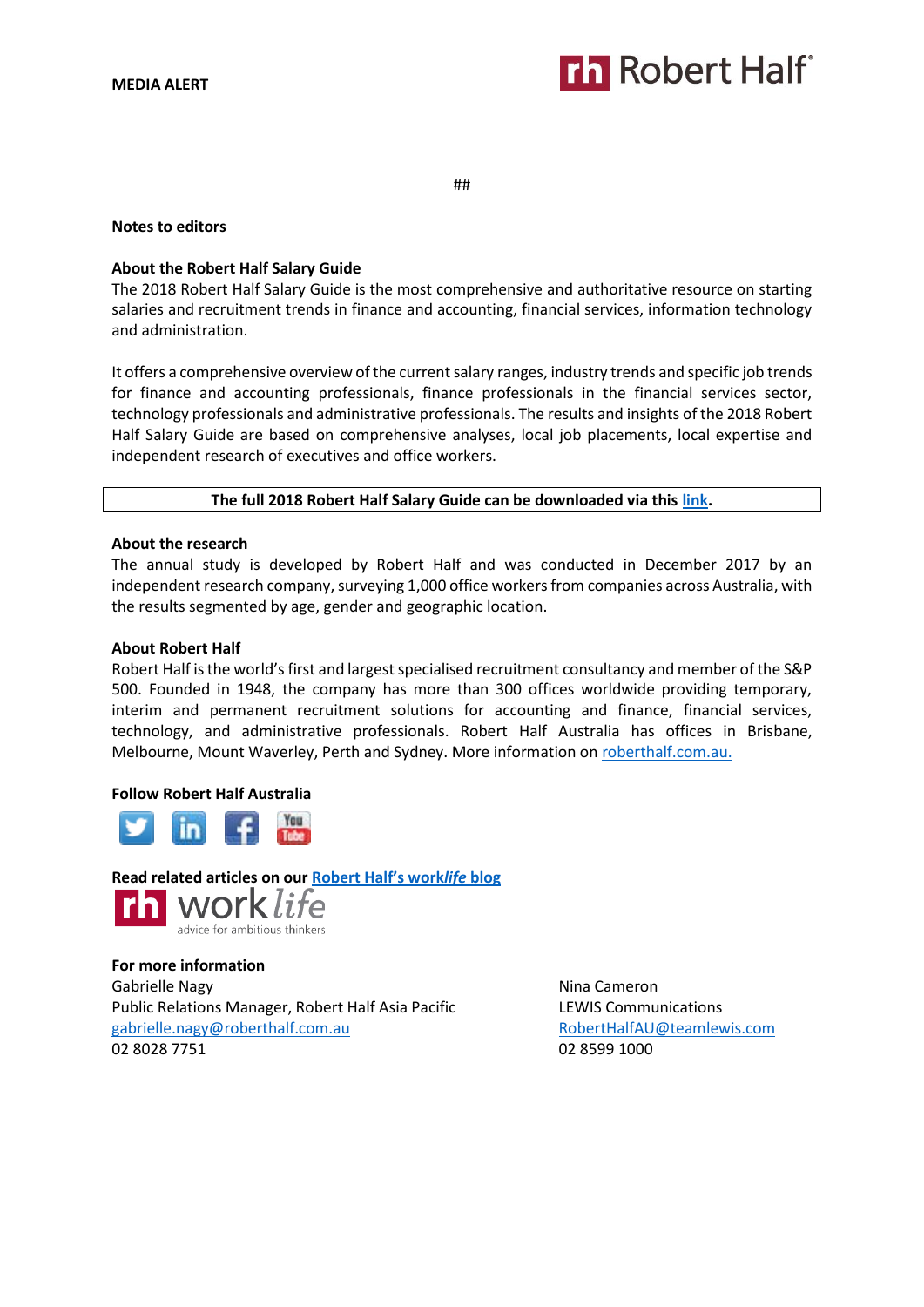MEDIA ALERT

##

**Notes to editors**

**About the Robert Half Salary Guide**
The 2018 Robert Half Salary Guide is the most comprehensive and authoritative resource on starting salaries and recruitment trends in finance and accounting, financial services, information technology and administration.

It offers a comprehensive overview of the current salary ranges, industry trends and specific job trends for finance and accounting professionals, finance professionals in the financial services sector, technology professionals and administrative professionals. The results and insights of the 2018 Robert Half Salary Guide are based on comprehensive analyses, local job placements, local expertise and independent research of executives and office workers.

**The full 2018 Robert Half Salary Guide can be downloaded via this link.**

**About the research**
The annual study is developed by Robert Half and was conducted in December 2017 by an independent research company, surveying 1,000 office workers from companies across Australia, with the results segmented by age, gender and geographic location.

**About Robert Half**
Robert Half is the world's first and largest specialised recruitment consultancy and member of the S&P 500. Founded in 1948, the company has more than 300 offices worldwide providing temporary, interim and permanent recruitment solutions for accounting and finance, financial services, technology, and administrative professionals. Robert Half Australia has offices in Brisbane, Melbourne, Mount Waverley, Perth and Sydney. More information on roberthalf.com.au.

**Follow Robert Half Australia**

**Read related articles on our Robert Half's work*life* blog**

work*life*
advice for ambitious thinkers

**For more information**

Gabrielle Nagy
Public Relations Manager, Robert Half Asia Pacific
gabrielle.nagy@roberthalf.com.au
02 8028 7751

Nina Cameron
LEWIS Communications
RobertHalfAU@teamlewis.com
02 8599 1000